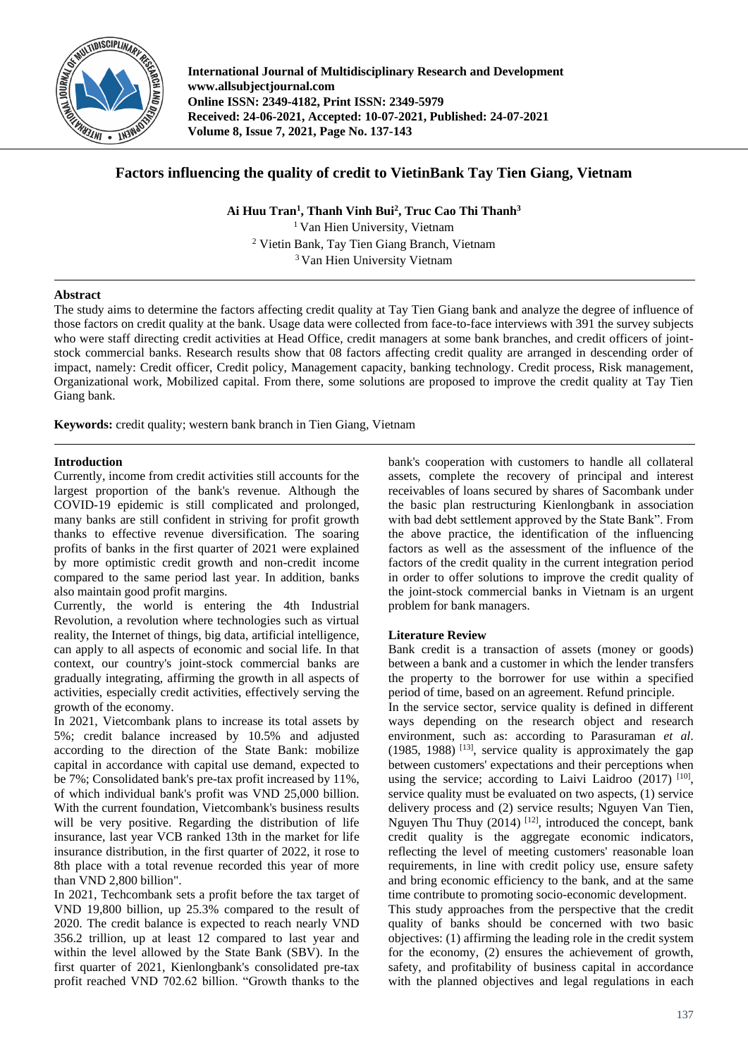International Journal of Multidisciplinary Research and Development
www.allsubjectjournal.com
Online ISSN: 2349-4182, Print ISSN: 2349-5979
Received: 24-06-2021, Accepted: 10-07-2021, Published: 24-07-2021
Volume 8, Issue 7, 2021, Page No. 137-143

# Factors influencing the quality of credit to VietinBank Tay Tien Giang, Vietnam

**Ai Huu Tran[1], Thanh Vinh Bui[2], Truc Cao Thi Thanh[3]**

[1] Van Hien University, Vietnam
[2] Vietin Bank, Tay Tien Giang Branch, Vietnam
[3] Van Hien University Vietnam

## Abstract

The study aims to determine the factors affecting credit quality at Tay Tien Giang bank and analyze the degree of influence of those factors on credit quality at the bank. Usage data were collected from face-to-face interviews with 391 the survey subjects who were staff directing credit activities at Head Office, credit managers at some bank branches, and credit officers of joint-stock commercial banks. Research results show that 08 factors affecting credit quality are arranged in descending order of impact, namely: Credit officer, Credit policy, Management capacity, banking technology. Credit process, Risk management, Organizational work, Mobilized capital. From there, some solutions are proposed to improve the credit quality at Tay Tien Giang bank.

**Keywords:** credit quality; western bank branch in Tien Giang, Vietnam

## Introduction

Currently, income from credit activities still accounts for the largest proportion of the bank's revenue. Although the COVID-19 epidemic is still complicated and prolonged, many banks are still confident in striving for profit growth thanks to effective revenue diversification. The soaring profits of banks in the first quarter of 2021 were explained by more optimistic credit growth and non-credit income compared to the same period last year. In addition, banks also maintain good profit margins.

Currently, the world is entering the 4th Industrial Revolution, a revolution where technologies such as virtual reality, the Internet of things, big data, artificial intelligence, can apply to all aspects of economic and social life. In that context, our country's joint-stock commercial banks are gradually integrating, affirming the growth in all aspects of activities, especially credit activities, effectively serving the growth of the economy.

In 2021, Vietcombank plans to increase its total assets by 5%; credit balance increased by 10.5% and adjusted according to the direction of the State Bank: mobilize capital in accordance with capital use demand, expected to be 7%; Consolidated bank's pre-tax profit increased by 11%, of which individual bank's profit was VND 25,000 billion. With the current foundation, Vietcombank's business results will be very positive. Regarding the distribution of life insurance, last year VCB ranked 13th in the market for life insurance distribution, in the first quarter of 2022, it rose to 8th place with a total revenue recorded this year of more than VND 2,800 billion".

In 2021, Techcombank sets a profit before the tax target of VND 19,800 billion, up 25.3% compared to the result of 2020. The credit balance is expected to reach nearly VND 356.2 trillion, up at least 12 compared to last year and within the level allowed by the State Bank (SBV). In the first quarter of 2021, Kienlongbank's consolidated pre-tax profit reached VND 702.62 billion. "Growth thanks to the bank's cooperation with customers to handle all collateral assets, complete the recovery of principal and interest receivables of loans secured by shares of Sacombank under the basic plan restructuring Kienlongbank in association with bad debt settlement approved by the State Bank". From the above practice, the identification of the influencing factors as well as the assessment of the influence of the factors of the credit quality in the current integration period in order to offer solutions to improve the credit quality of the joint-stock commercial banks in Vietnam is an urgent problem for bank managers.

## Literature Review

Bank credit is a transaction of assets (money or goods) between a bank and a customer in which the lender transfers the property to the borrower for use within a specified period of time, based on an agreement. Refund principle.

In the service sector, service quality is defined in different ways depending on the research object and research environment, such as: according to Parasuraman *et al*. (1985, 1988) [13], service quality is approximately the gap between customers' expectations and their perceptions when using the service; according to Laivi Laidroo (2017) [10], service quality must be evaluated on two aspects, (1) service delivery process and (2) service results; Nguyen Van Tien, Nguyen Thu Thuy (2014) [12], introduced the concept, bank credit quality is the aggregate economic indicators, reflecting the level of meeting customers' reasonable loan requirements, in line with credit policy use, ensure safety and bring economic efficiency to the bank, and at the same time contribute to promoting socio-economic development.

This study approaches from the perspective that the credit quality of banks should be concerned with two basic objectives: (1) affirming the leading role in the credit system for the economy, (2) ensures the achievement of growth, safety, and profitability of business capital in accordance with the planned objectives and legal regulations in each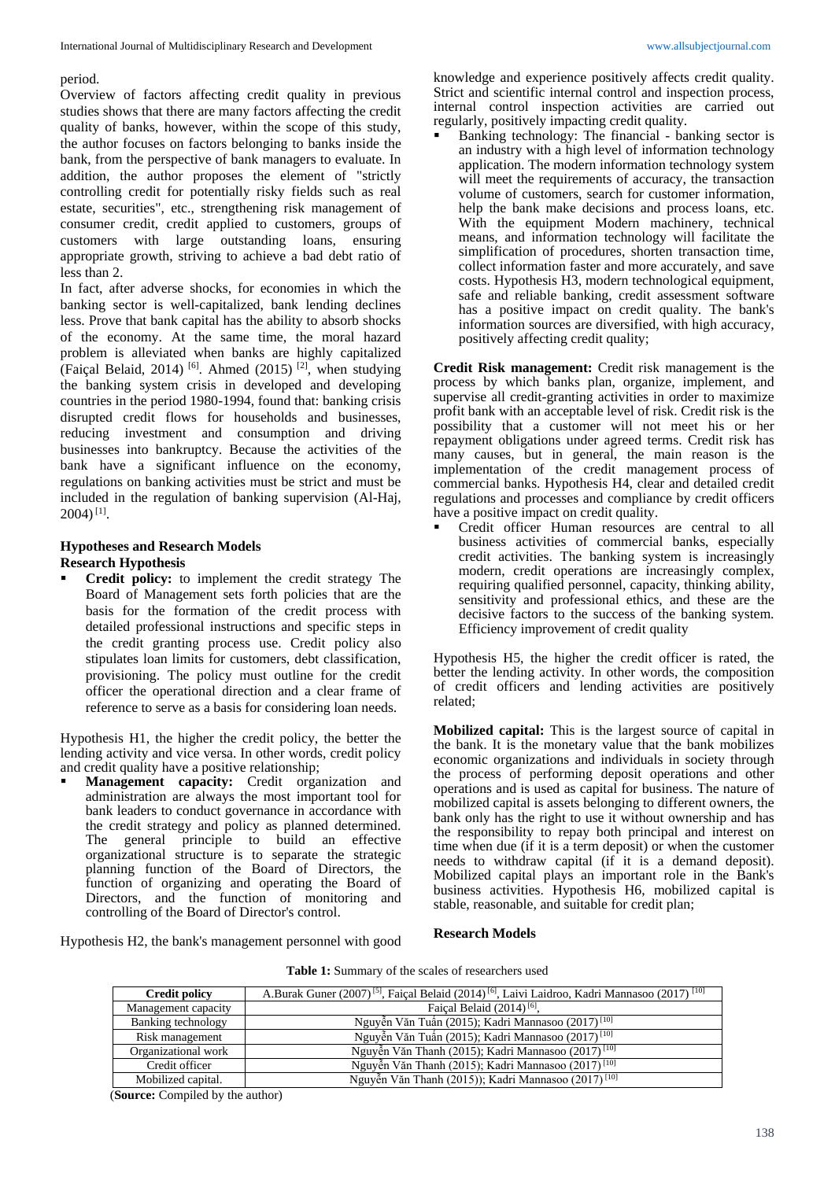period.

Overview of factors affecting credit quality in previous studies shows that there are many factors affecting the credit quality of banks, however, within the scope of this study, the author focuses on factors belonging to banks inside the bank, from the perspective of bank managers to evaluate. In addition, the author proposes the element of "strictly controlling credit for potentially risky fields such as real estate, securities", etc., strengthening risk management of consumer credit, credit applied to customers, groups of customers with large outstanding loans, ensuring appropriate growth, striving to achieve a bad debt ratio of less than 2.

In fact, after adverse shocks, for economies in which the banking sector is well-capitalized, bank lending declines less. Prove that bank capital has the ability to absorb shocks of the economy. At the same time, the moral hazard problem is alleviated when banks are highly capitalized (Faiçal Belaid, 2014) [6]. Ahmed (2015) [2], when studying the banking system crisis in developed and developing countries in the period 1980-1994, found that: banking crisis disrupted credit flows for households and businesses, reducing investment and consumption and driving businesses into bankruptcy. Because the activities of the bank have a significant influence on the economy, regulations on banking activities must be strict and must be included in the regulation of banking supervision (Al-Haj, 2004) [1].

## Hypotheses and Research Models

### Research Hypothesis

- **Credit policy:** to implement the credit strategy The Board of Management sets forth policies that are the basis for the formation of the credit process with detailed professional instructions and specific steps in the credit granting process use. Credit policy also stipulates loan limits for customers, debt classification, provisioning. The policy must outline for the credit officer the operational direction and a clear frame of reference to serve as a basis for considering loan needs.

Hypothesis H1, the higher the credit policy, the better the lending activity and vice versa. In other words, credit policy and credit quality have a positive relationship;

- **Management capacity:** Credit organization and administration are always the most important tool for bank leaders to conduct governance in accordance with the credit strategy and policy as planned determined. The general principle to build an effective organizational structure is to separate the strategic planning function of the Board of Directors, the function of organizing and operating the Board of Directors, and the function of monitoring and controlling of the Board of Director's control.

Hypothesis H2, the bank's management personnel with good knowledge and experience positively affects credit quality. Strict and scientific internal control and inspection process, internal control inspection activities are carried out regularly, positively impacting credit quality.

- Banking technology: The financial - banking sector is an industry with a high level of information technology application. The modern information technology system will meet the requirements of accuracy, the transaction volume of customers, search for customer information, help the bank make decisions and process loans, etc. With the equipment Modern machinery, technical means, and information technology will facilitate the simplification of procedures, shorten transaction time, collect information faster and more accurately, and save costs. Hypothesis H3, modern technological equipment, safe and reliable banking, credit assessment software has a positive impact on credit quality. The bank's information sources are diversified, with high accuracy, positively affecting credit quality;

**Credit Risk management:** Credit risk management is the process by which banks plan, organize, implement, and supervise all credit-granting activities in order to maximize profit bank with an acceptable level of risk. Credit risk is the possibility that a customer will not meet his or her repayment obligations under agreed terms. Credit risk has many causes, but in general, the main reason is the implementation of the credit management process of commercial banks. Hypothesis H4, clear and detailed credit regulations and processes and compliance by credit officers have a positive impact on credit quality.

- Credit officer Human resources are central to all business activities of commercial banks, especially credit activities. The banking system is increasingly modern, credit operations are increasingly complex, requiring qualified personnel, capacity, thinking ability, sensitivity and professional ethics, and these are the decisive factors to the success of the banking system. Efficiency improvement of credit quality

Hypothesis H5, the higher the credit officer is rated, the better the lending activity. In other words, the composition of credit officers and lending activities are positively related;

**Mobilized capital:** This is the largest source of capital in the bank. It is the monetary value that the bank mobilizes economic organizations and individuals in society through the process of performing deposit operations and other operations and is used as capital for business. The nature of mobilized capital is assets belonging to different owners, the bank only has the right to use it without ownership and has the responsibility to repay both principal and interest on time when due (if it is a term deposit) or when the customer needs to withdraw capital (if it is a demand deposit). Mobilized capital plays an important role in the Bank's business activities. Hypothesis H6, mobilized capital is stable, reasonable, and suitable for credit plan;

### Research Models

**Table 1:** Summary of the scales of researchers used

| Credit policy | A.Burak Guner (2007) [5], Faiçal Belaid (2014) [6], Laivi Laidroo, Kadri Mannasoo (2017) [10] |
|---|---|
| Management capacity | Faiçal Belaid (2014) [6], |
| Banking technology | Nguyễn Văn Tuấn (2015); Kadri Mannasoo (2017) [10] |
| Risk management | Nguyễn Văn Tuấn (2015); Kadri Mannasoo (2017) [10] |
| Organizational work | Nguyễn Văn Thanh (2015); Kadri Mannasoo (2017) [10] |
| Credit officer | Nguyễn Văn Thanh (2015); Kadri Mannasoo (2017) [10] |
| Mobilized capital. | Nguyễn Văn Thanh (2015)); Kadri Mannasoo (2017) [10] |

(**Source:** Compiled by the author)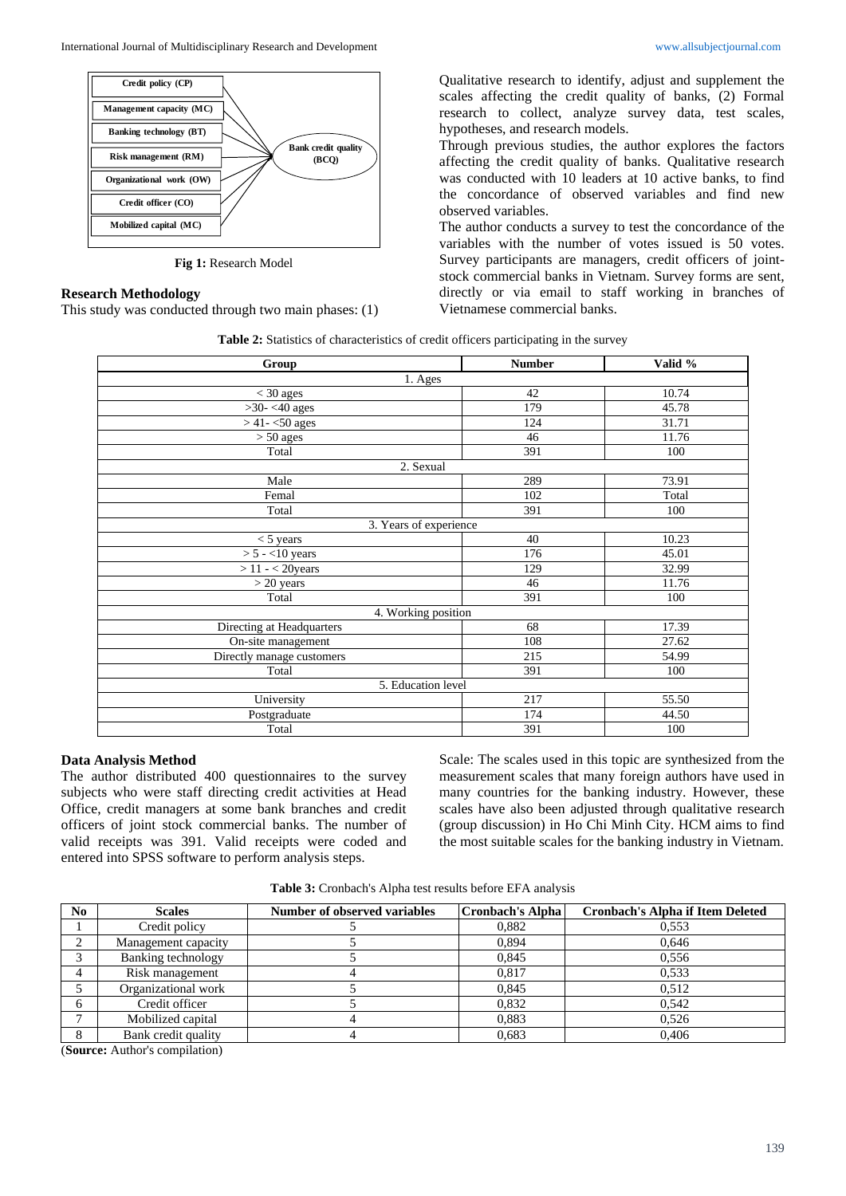| Credit policy (CP) |
|---|
| Management capacity (MC) |
| Banking technology (BT) |
| Risk management (RM) |
| Organizational work (OW) |
| Credit officer (CO) |
| Mobilized capital (MC) |

→ Bank credit quality (BCQ)

**Fig 1:** Research Model

### Research Methodology

This study was conducted through two main phases: (1) Qualitative research to identify, adjust and supplement the scales affecting the credit quality of banks, (2) Formal research to collect, analyze survey data, test scales, hypotheses, and research models.

Through previous studies, the author explores the factors affecting the credit quality of banks. Qualitative research was conducted with 10 leaders at 10 active banks, to find the concordance of observed variables and find new observed variables.

The author conducts a survey to test the concordance of the variables with the number of votes issued is 50 votes. Survey participants are managers, credit officers of joint-stock commercial banks in Vietnam. Survey forms are sent, directly or via email to staff working in branches of Vietnamese commercial banks.

**Table 2:** Statistics of characteristics of credit officers participating in the survey

| Group | Number | Valid % |
|---|---|---|
| 1. Ages | | |
| < 30 ages | 42 | 10.74 |
| >30- <40 ages | 179 | 45.78 |
| > 41- <50 ages | 124 | 31.71 |
| > 50 ages | 46 | 11.76 |
| Total | 391 | 100 |
| 2. Sexual | | |
| Male | 289 | 73.91 |
| Femal | 102 | Total |
| Total | 391 | 100 |
| 3. Years of experience | | |
| < 5 years | 40 | 10.23 |
| > 5 - <10 years | 176 | 45.01 |
| > 11 - < 20years | 129 | 32.99 |
| > 20 years | 46 | 11.76 |
| Total | 391 | 100 |
| 4. Working position | | |
| Directing at Headquarters | 68 | 17.39 |
| On-site management | 108 | 27.62 |
| Directly manage customers | 215 | 54.99 |
| Total | 391 | 100 |
| 5. Education level | | |
| University | 217 | 55.50 |
| Postgraduate | 174 | 44.50 |
| Total | 391 | 100 |

### Data Analysis Method

The author distributed 400 questionnaires to the survey subjects who were staff directing credit activities at Head Office, credit managers at some bank branches and credit officers of joint stock commercial banks. The number of valid receipts was 391. Valid receipts were coded and entered into SPSS software to perform analysis steps.

Scale: The scales used in this topic are synthesized from the measurement scales that many foreign authors have used in many countries for the banking industry. However, these scales have also been adjusted through qualitative research (group discussion) in Ho Chi Minh City. HCM aims to find the most suitable scales for the banking industry in Vietnam.

**Table 3:** Cronbach's Alpha test results before EFA analysis

| No | Scales | Number of observed variables | Cronbach's Alpha | Cronbach's Alpha if Item Deleted |
|---|---|---|---|---|
| 1 | Credit policy | 5 | 0,882 | 0,553 |
| 2 | Management capacity | 5 | 0,894 | 0,646 |
| 3 | Banking technology | 5 | 0,845 | 0,556 |
| 4 | Risk management | 4 | 0,817 | 0,533 |
| 5 | Organizational work | 5 | 0,845 | 0,512 |
| 6 | Credit officer | 5 | 0,832 | 0,542 |
| 7 | Mobilized capital | 4 | 0,883 | 0,526 |
| 8 | Bank credit quality | 4 | 0,683 | 0,406 |

(**Source:** Author's compilation)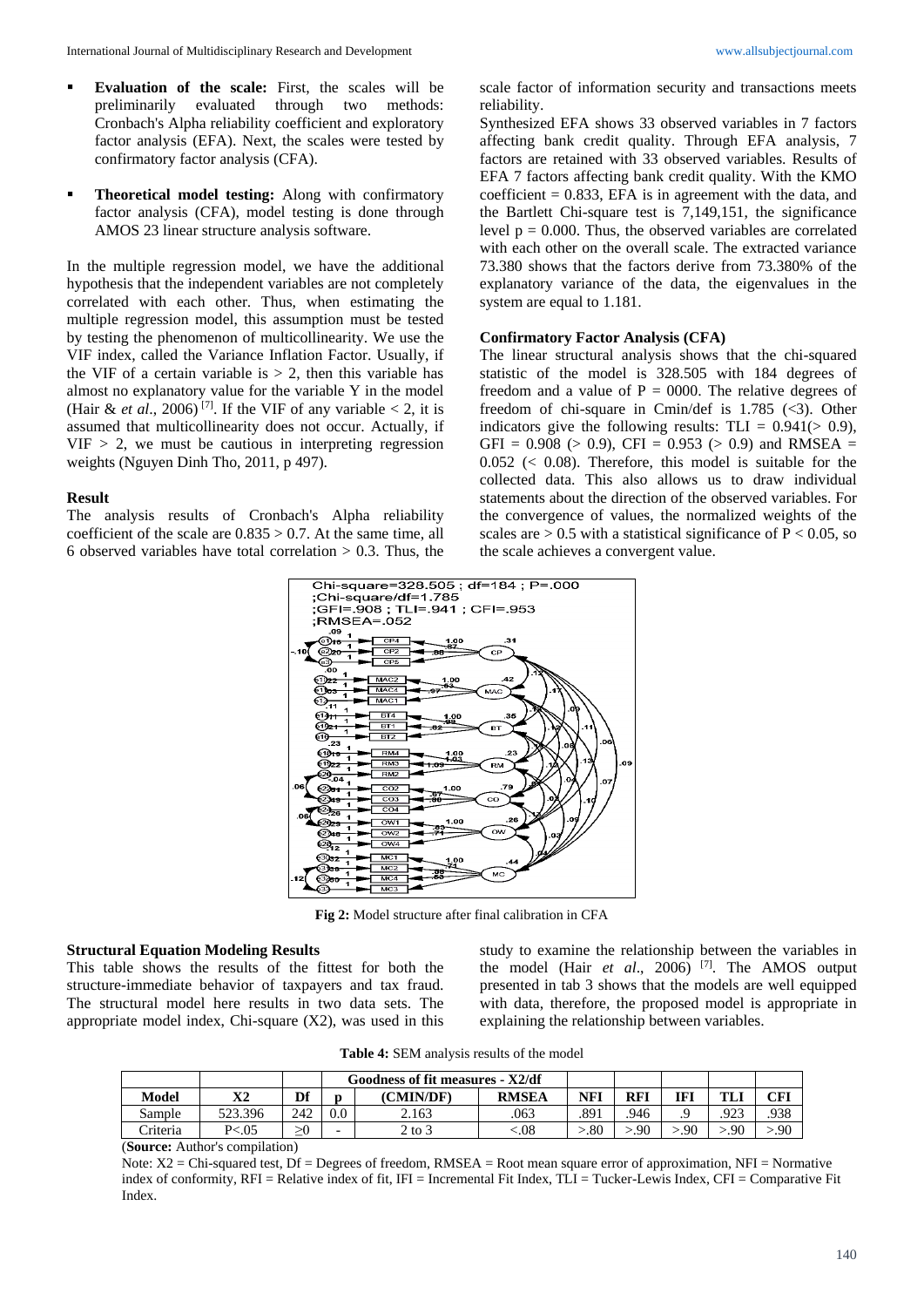- **Evaluation of the scale:** First, the scales will be preliminarily evaluated through two methods: Cronbach's Alpha reliability coefficient and exploratory factor analysis (EFA). Next, the scales were tested by confirmatory factor analysis (CFA).
- **Theoretical model testing:** Along with confirmatory factor analysis (CFA), model testing is done through AMOS 23 linear structure analysis software.

In the multiple regression model, we have the additional hypothesis that the independent variables are not completely correlated with each other. Thus, when estimating the multiple regression model, this assumption must be tested by testing the phenomenon of multicollinearity. We use the VIF index, called the Variance Inflation Factor. Usually, if the VIF of a certain variable is > 2, then this variable has almost no explanatory value for the variable Y in the model (Hair & *et al*., 2006) [7]. If the VIF of any variable < 2, it is assumed that multicollinearity does not occur. Actually, if VIF > 2, we must be cautious in interpreting regression weights (Nguyen Dinh Tho, 2011, p 497).

#### Result

The analysis results of Cronbach's Alpha reliability coefficient of the scale are 0.835 > 0.7. At the same time, all 6 observed variables have total correlation > 0.3. Thus, the scale factor of information security and transactions meets reliability.

Synthesized EFA shows 33 observed variables in 7 factors affecting bank credit quality. Through EFA analysis, 7 factors are retained with 33 observed variables. Results of EFA 7 factors affecting bank credit quality. With the KMO coefficient = 0.833, EFA is in agreement with the data, and the Bartlett Chi-square test is 7,149,151, the significance level p = 0.000. Thus, the observed variables are correlated with each other on the overall scale. The extracted variance 73.380 shows that the factors derive from 73.380% of the explanatory variance of the data, the eigenvalues in the system are equal to 1.181.

#### Confirmatory Factor Analysis (CFA)

The linear structural analysis shows that the chi-squared statistic of the model is 328.505 with 184 degrees of freedom and a value of P = 0000. The relative degrees of freedom of chi-square in Cmin/def is 1.785 (<3). Other indicators give the following results: TLI = 0.941(> 0.9), GFI = 0.908 (> 0.9), CFI = 0.953 (> 0.9) and RMSEA = 0.052 (< 0.08). Therefore, this model is suitable for the collected data. This also allows us to draw individual statements about the direction of the observed variables. For the convergence of values, the normalized weights of the scales are > 0.5 with a statistical significance of P < 0.05, so the scale achieves a convergent value.

**Fig 2:** Model structure after final calibration in CFA

#### Structural Equation Modeling Results

This table shows the results of the fittest for both the structure-immediate behavior of taxpayers and tax fraud. The structural model here results in two data sets. The appropriate model index, Chi-square (X2), was used in this study to examine the relationship between the variables in the model (Hair *et al*., 2006) [7]. The AMOS output presented in tab 3 shows that the models are well equipped with data, therefore, the proposed model is appropriate in explaining the relationship between variables.

**Table 4:** SEM analysis results of the model

| | | | Goodness of fit measures - X2/df | | | | | | | |
|---|---|---|---|---|---|---|---|---|---|---|
| **Model** | **X2** | **Df** | **p** | **(CMIN/DF)** | **RMSEA** | **NFI** | **RFI** | **IFI** | **TLI** | **CFI** |
| Sample | 523.396 | 242 | 0.0 | 2.163 | .063 | .891 | .946 | .9 | .923 | .938 |
| Criteria | P<.05 | ≥0 | - | 2 to 3 | <.08 | >.80 | >.90 | >.90 | >.90 | >.90 |

(**Source:** Author's compilation)

Note: X2 = Chi-squared test, Df = Degrees of freedom, RMSEA = Root mean square error of approximation, NFI = Normative index of conformity, RFI = Relative index of fit, IFI = Incremental Fit Index, TLI = Tucker-Lewis Index, CFI = Comparative Fit Index.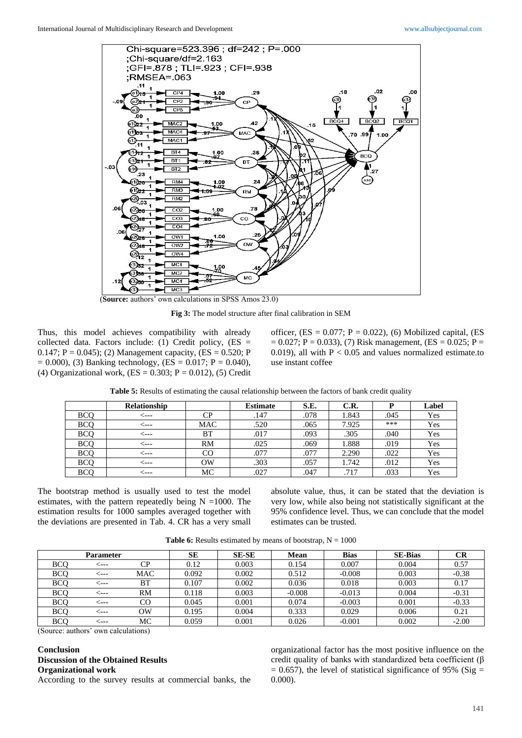(**Source:** authors' own calculations in SPSS Amos 23.0)

**Fig 3:** The model structure after final calibration in SEM

Thus, this model achieves compatibility with already collected data. Factors include: (1) Credit policy, (ES = 0.147; P = 0.045); (2) Management capacity, (ES = 0.520; P = 0.000), (3) Banking technology, (ES = 0.017; P = 0.040), (4) Organizational work, (ES = 0.303; P = 0.012), (5) Credit officer, (ES = 0.077; P = 0.022), (6) Mobilized capital, (ES = 0.027; P = 0.033), (7) Risk management, (ES = 0.025; P = 0.019), all with P < 0.05 and values normalized estimate.to use instant coffee

**Table 5:** Results of estimating the causal relationship between the factors of bank credit quality

| | Relationship | | Estimate | S.E. | C.R. | P | Label |
|---|---|---|---|---|---|---|---|
| BCQ | <--- | CP | .147 | .078 | 1.843 | .045 | Yes |
| BCQ | <--- | MAC | .520 | .065 | 7.925 | *** | Yes |
| BCQ | <--- | BT | .017 | .093 | .305 | .040 | Yes |
| BCQ | <--- | RM | .025 | .069 | 1.888 | .019 | Yes |
| BCQ | <--- | CO | .077 | .077 | 2.290 | .022 | Yes |
| BCQ | <--- | OW | .303 | .057 | 1.742 | .012 | Yes |
| BCQ | <--- | MC | .027 | .047 | .717 | .033 | Yes |

The bootstrap method is usually used to test the model estimates, with the pattern repeatedly being N =1000. The estimation results for 1000 samples averaged together with the deviations are presented in Tab. 4. CR has a very small absolute value, thus, it can be stated that the deviation is very low, while also being not statistically significant at the 95% confidence level. Thus, we can conclude that the model estimates can be trusted.

**Table 6:** Results estimated by means of bootstrap, N = 1000

| Parameter | | | SE | SE-SE | Mean | Bias | SE-Bias | CR |
|---|---|---|---|---|---|---|---|---|
| BCQ | <--- | CP | 0.12 | 0.003 | 0.154 | 0.007 | 0.004 | 0.57 |
| BCQ | <--- | MAC | 0.092 | 0.002 | 0.512 | -0.008 | 0.003 | -0.38 |
| BCQ | <--- | BT | 0.107 | 0.002 | 0.036 | 0.018 | 0.003 | 0.17 |
| BCQ | <--- | RM | 0.118 | 0.003 | -0.008 | -0.013 | 0.004 | -0.31 |
| BCQ | <--- | CO | 0.045 | 0.001 | 0.074 | -0.003 | 0.001 | -0.33 |
| BCQ | <--- | OW | 0.195 | 0.004 | 0.333 | 0.029 | 0.006 | 0.21 |
| BCQ | <--- | MC | 0.059 | 0.001 | 0.026 | -0.001 | 0.002 | -2.00 |

(Source: authors' own calculations)

## Conclusion

### Discussion of the Obtained Results

#### Organizational work

According to the survey results at commercial banks, the organizational factor has the most positive influence on the credit quality of banks with standardized beta coefficient ($\beta = 0.657$), the level of statistical significance of 95% (Sig = 0.000).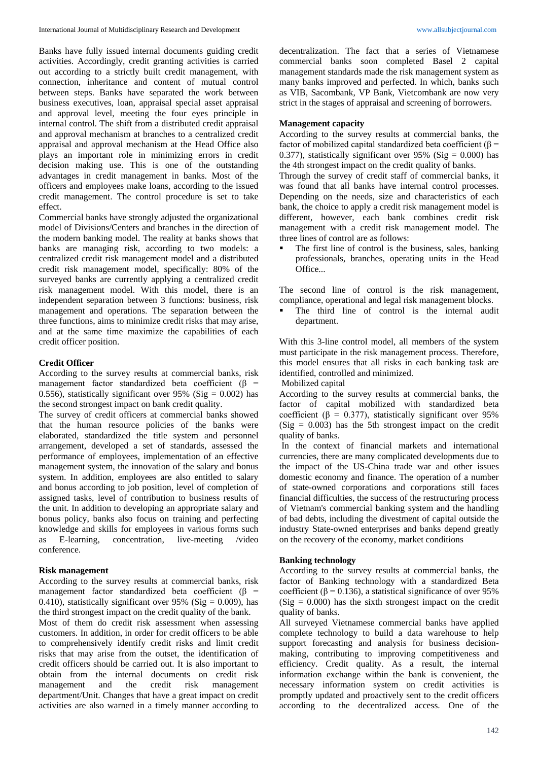Banks have fully issued internal documents guiding credit activities. Accordingly, credit granting activities is carried out according to a strictly built credit management, with connection, inheritance and content of mutual control between steps. Banks have separated the work between business executives, loan, appraisal special asset appraisal and approval level, meeting the four eyes principle in internal control. The shift from a distributed credit appraisal and approval mechanism at branches to a centralized credit appraisal and approval mechanism at the Head Office also plays an important role in minimizing errors in credit decision making use. This is one of the outstanding advantages in credit management in banks. Most of the officers and employees make loans, according to the issued credit management. The control procedure is set to take effect.

Commercial banks have strongly adjusted the organizational model of Divisions/Centers and branches in the direction of the modern banking model. The reality at banks shows that banks are managing risk, according to two models: a centralized credit risk management model and a distributed credit risk management model, specifically: 80% of the surveyed banks are currently applying a centralized credit risk management model. With this model, there is an independent separation between 3 functions: business, risk management and operations. The separation between the three functions, aims to minimize credit risks that may arise, and at the same time maximize the capabilities of each credit officer position.

**Credit Officer**

According to the survey results at commercial banks, risk management factor standardized beta coefficient ($\beta$ = 0.556), statistically significant over 95% (Sig = 0.002) has the second strongest impact on bank credit quality.

The survey of credit officers at commercial banks showed that the human resource policies of the banks were elaborated, standardized the title system and personnel arrangement, developed a set of standards, assessed the performance of employees, implementation of an effective management system, the innovation of the salary and bonus system. In addition, employees are also entitled to salary and bonus according to job position, level of completion of assigned tasks, level of contribution to business results of the unit. In addition to developing an appropriate salary and bonus policy, banks also focus on training and perfecting knowledge and skills for employees in various forms such as E-learning, concentration, live-meeting /video conference.

**Risk management**

According to the survey results at commercial banks, risk management factor standardized beta coefficient ($\beta$ = 0.410), statistically significant over 95% (Sig = 0.009), has the third strongest impact on the credit quality of the bank.

Most of them do credit risk assessment when assessing customers. In addition, in order for credit officers to be able to comprehensively identify credit risks and limit credit risks that may arise from the outset, the identification of credit officers should be carried out. It is also important to obtain from the internal documents on credit risk management and the credit risk management department/Unit. Changes that have a great impact on credit activities are also warned in a timely manner according to decentralization. The fact that a series of Vietnamese commercial banks soon completed Basel 2 capital management standards made the risk management system as many banks improved and perfected. In which, banks such as VIB, Sacombank, VP Bank, Vietcombank are now very strict in the stages of appraisal and screening of borrowers.

**Management capacity**

According to the survey results at commercial banks, the factor of mobilized capital standardized beta coefficient ($\beta$ = 0.377), statistically significant over 95% (Sig = 0.000) has the 4th strongest impact on the credit quality of banks.

Through the survey of credit staff of commercial banks, it was found that all banks have internal control processes. Depending on the needs, size and characteristics of each bank, the choice to apply a credit risk management model is different, however, each bank combines credit risk management with a credit risk management model. The three lines of control are as follows:

- The first line of control is the business, sales, banking professionals, branches, operating units in the Head Office...

The second line of control is the risk management, compliance, operational and legal risk management blocks.

- The third line of control is the internal audit department.

With this 3-line control model, all members of the system must participate in the risk management process. Therefore, this model ensures that all risks in each banking task are identified, controlled and minimized.

Mobilized capital

According to the survey results at commercial banks, the factor of capital mobilized with standardized beta coefficient ($\beta$ = 0.377), statistically significant over 95% (Sig = 0.003) has the 5th strongest impact on the credit quality of banks.

In the context of financial markets and international currencies, there are many complicated developments due to the impact of the US-China trade war and other issues domestic economy and finance. The operation of a number of state-owned corporations and corporations still faces financial difficulties, the success of the restructuring process of Vietnam's commercial banking system and the handling of bad debts, including the divestment of capital outside the industry State-owned enterprises and banks depend greatly on the recovery of the economy, market conditions

**Banking technology**

According to the survey results at commercial banks, the factor of Banking technology with a standardized Beta coefficient ($\beta$ = 0.136), a statistical significance of over 95% (Sig = 0.000) has the sixth strongest impact on the credit quality of banks.

All surveyed Vietnamese commercial banks have applied complete technology to build a data warehouse to help support forecasting and analysis for business decision-making, contributing to improving competitiveness and efficiency. Credit quality. As a result, the internal information exchange within the bank is convenient, the necessary information system on credit activities is promptly updated and proactively sent to the credit officers according to the decentralized access. One of the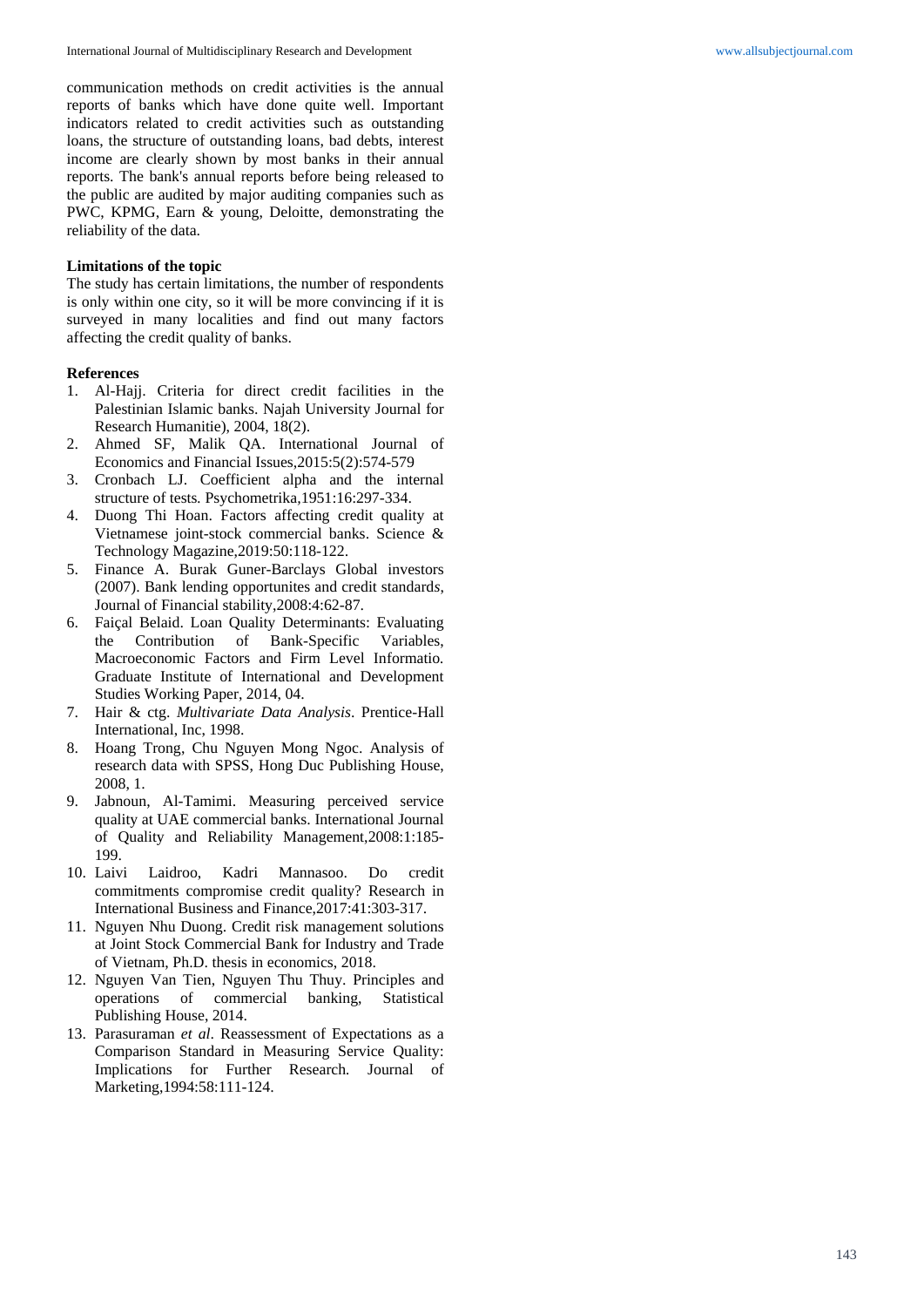communication methods on credit activities is the annual reports of banks which have done quite well. Important indicators related to credit activities such as outstanding loans, the structure of outstanding loans, bad debts, interest income are clearly shown by most banks in their annual reports. The bank's annual reports before being released to the public are audited by major auditing companies such as PWC, KPMG, Earn & young, Deloitte, demonstrating the reliability of the data.

**Limitations of the topic**

The study has certain limitations, the number of respondents is only within one city, so it will be more convincing if it is surveyed in many localities and find out many factors affecting the credit quality of banks.

**References**

1. Al-Hajj. Criteria for direct credit facilities in the Palestinian Islamic banks. Najah University Journal for Research Humanitie), 2004, 18(2).
2. Ahmed SF, Malik QA. International Journal of Economics and Financial Issues,2015:5(2):574-579
3. Cronbach LJ. Coefficient alpha and the internal structure of tests. Psychometrika,1951:16:297-334.
4. Duong Thi Hoan. Factors affecting credit quality at Vietnamese joint-stock commercial banks. Science & Technology Magazine,2019:50:118-122.
5. Finance A. Burak Guner-Barclays Global investors (2007). Bank lending opportunites and credit standards, Journal of Financial stability,2008:4:62-87.
6. Faiçal Belaid. Loan Quality Determinants: Evaluating the Contribution of Bank-Specific Variables, Macroeconomic Factors and Firm Level Informatio. Graduate Institute of International and Development Studies Working Paper, 2014, 04.
7. Hair & ctg. *Multivariate Data Analysis*. Prentice-Hall International, Inc, 1998.
8. Hoang Trong, Chu Nguyen Mong Ngoc. Analysis of research data with SPSS, Hong Duc Publishing House, 2008, 1.
9. Jabnoun, Al-Tamimi. Measuring perceived service quality at UAE commercial banks. International Journal of Quality and Reliability Management,2008:1:185-199.
10. Laivi Laidroo, Kadri Mannasoo. Do credit commitments compromise credit quality? Research in International Business and Finance,2017:41:303-317.
11. Nguyen Nhu Duong. Credit risk management solutions at Joint Stock Commercial Bank for Industry and Trade of Vietnam, Ph.D. thesis in economics, 2018.
12. Nguyen Van Tien, Nguyen Thu Thuy. Principles and operations of commercial banking, Statistical Publishing House, 2014.
13. Parasuraman *et al*. Reassessment of Expectations as a Comparison Standard in Measuring Service Quality: Implications for Further Research. Journal of Marketing,1994:58:111-124.